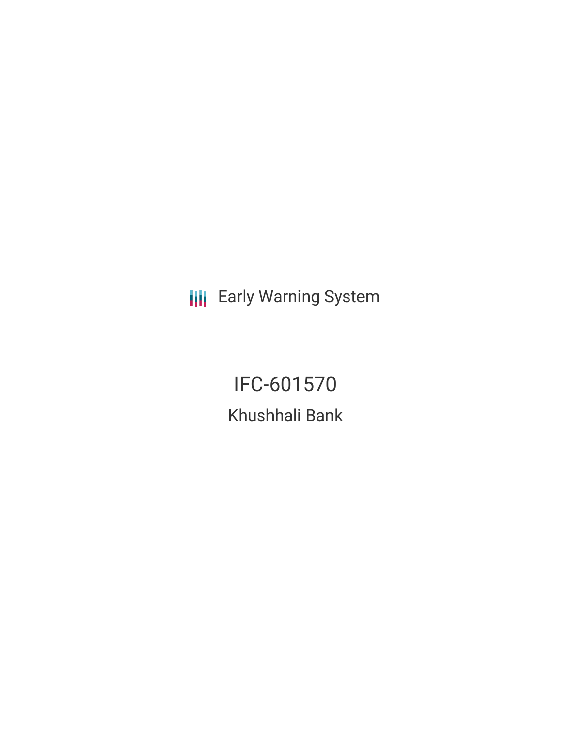Early Warning System

# IFC-601570

## Khushhali Bank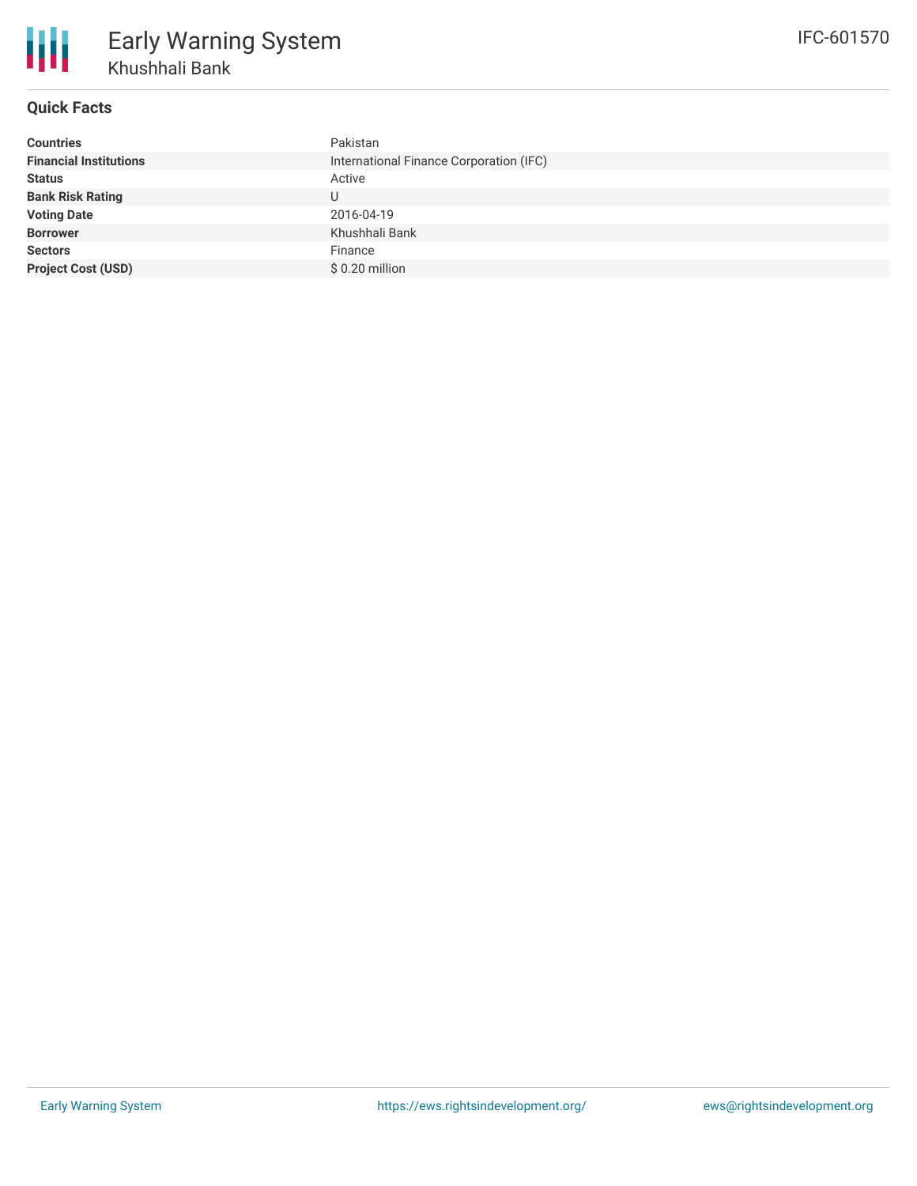# Early Warning System

## Khushhali Bank

IFC-601570

### Quick Facts

| | |
|---|---|
| **Countries** | Pakistan |
| **Financial Institutions** | International Finance Corporation (IFC) |
| **Status** | Active |
| **Bank Risk Rating** | U |
| **Voting Date** | 2016-04-19 |
| **Borrower** | Khushhali Bank |
| **Sectors** | Finance |
| **Project Cost (USD)** | $ 0.20 million |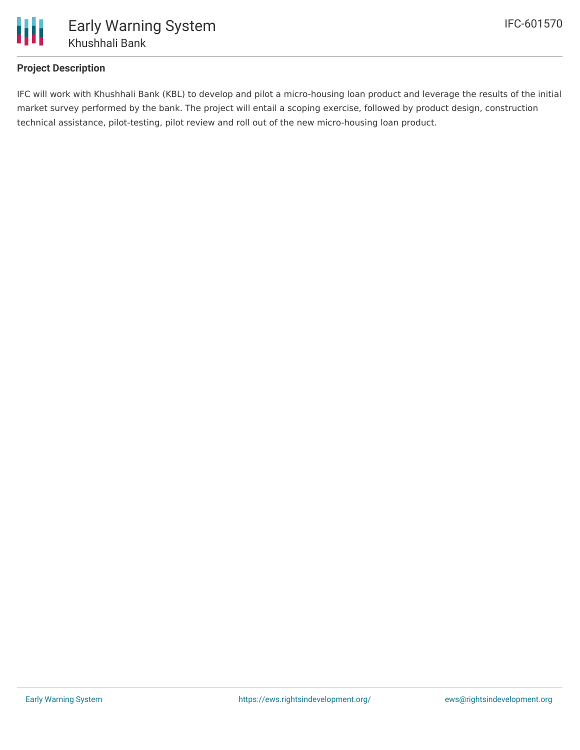## Project Description

IFC will work with Khushhali Bank (KBL) to develop and pilot a micro-housing loan product and leverage the results of the initial market survey performed by the bank. The project will entail a scoping exercise, followed by product design, construction technical assistance, pilot-testing, pilot review and roll out of the new micro-housing loan product.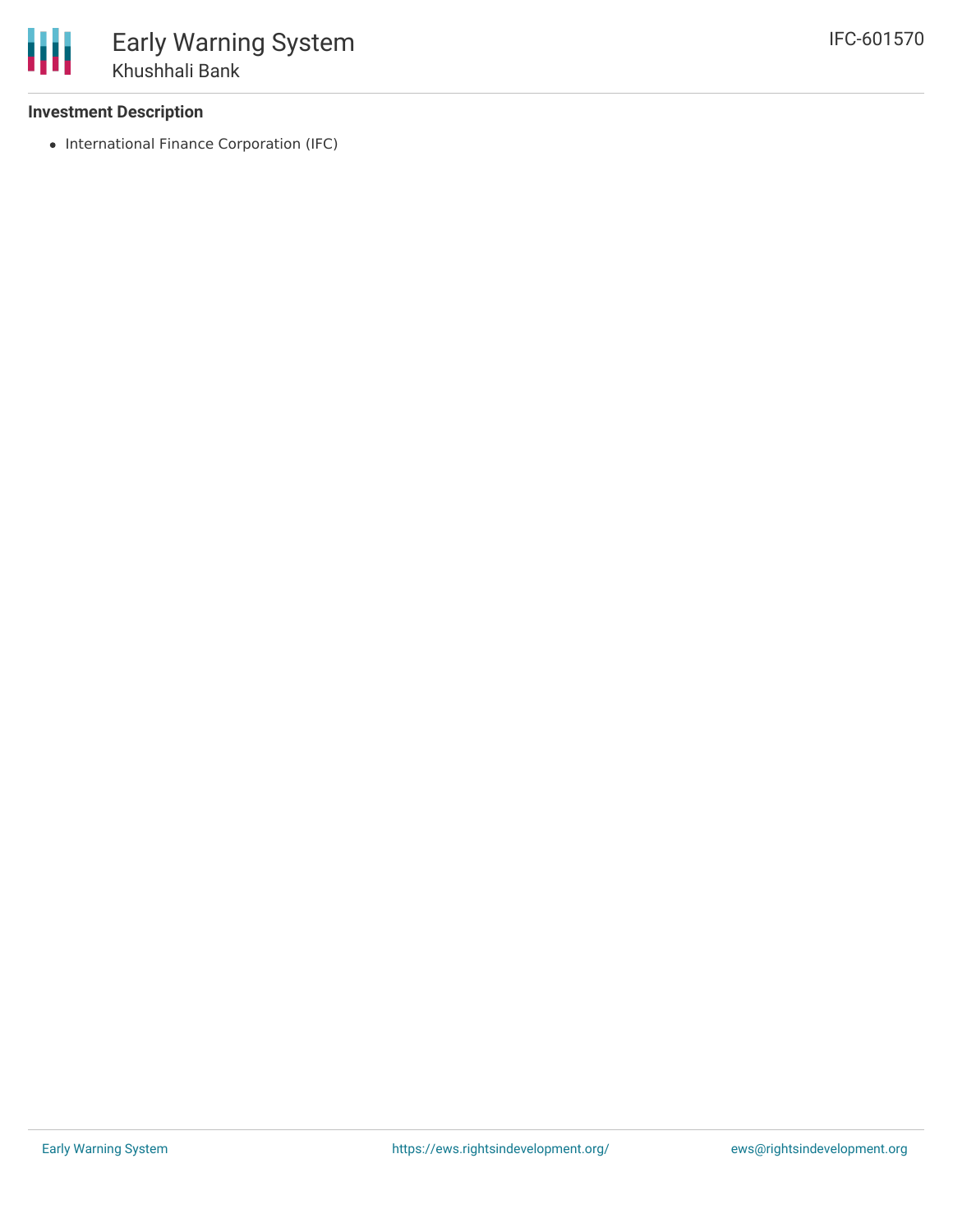### Investment Description

- International Finance Corporation (IFC)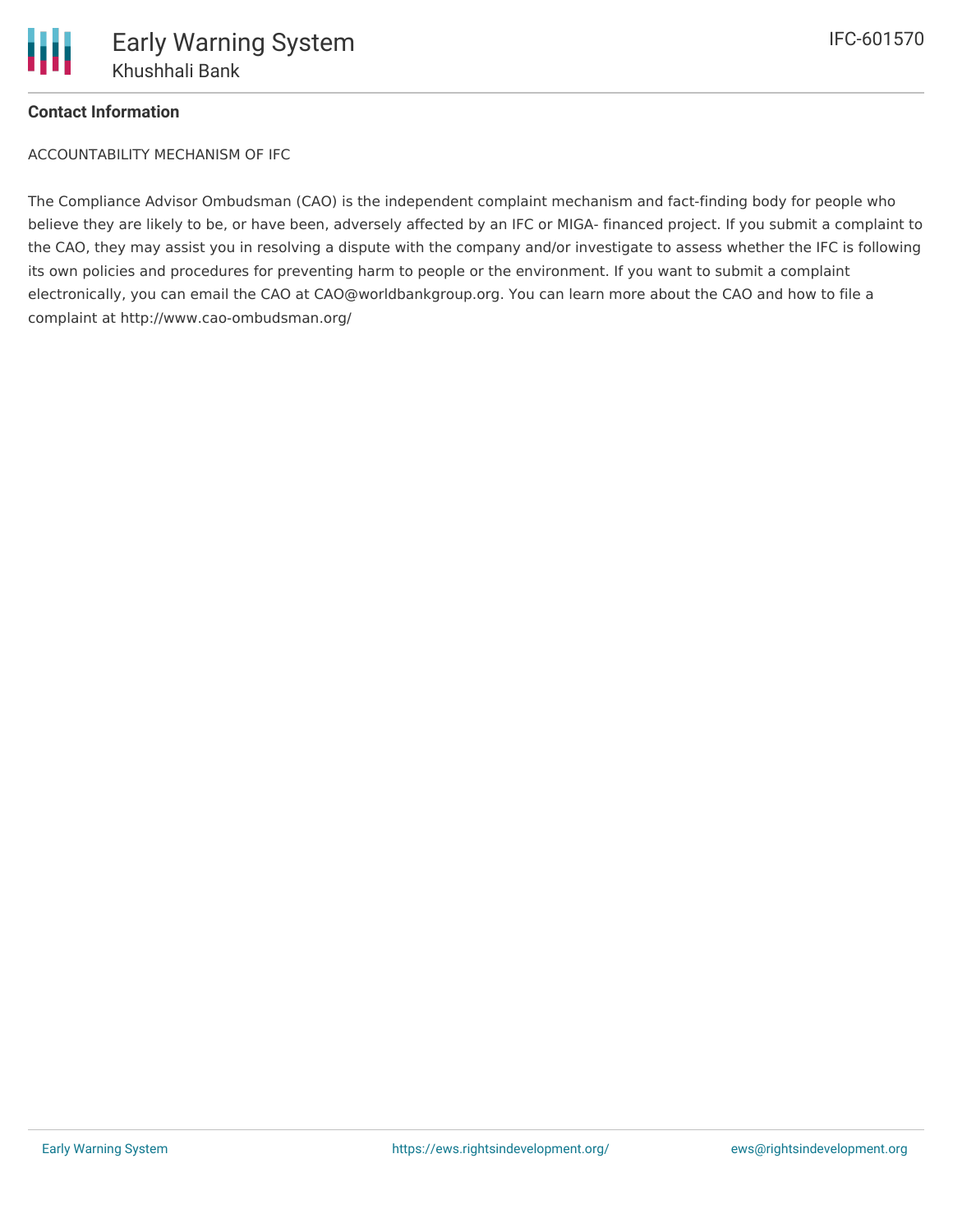**Contact Information**

ACCOUNTABILITY MECHANISM OF IFC

The Compliance Advisor Ombudsman (CAO) is the independent complaint mechanism and fact-finding body for people who believe they are likely to be, or have been, adversely affected by an IFC or MIGA- financed project. If you submit a complaint to the CAO, they may assist you in resolving a dispute with the company and/or investigate to assess whether the IFC is following its own policies and procedures for preventing harm to people or the environment. If you want to submit a complaint electronically, you can email the CAO at CAO@worldbankgroup.org. You can learn more about the CAO and how to file a complaint at http://www.cao-ombudsman.org/